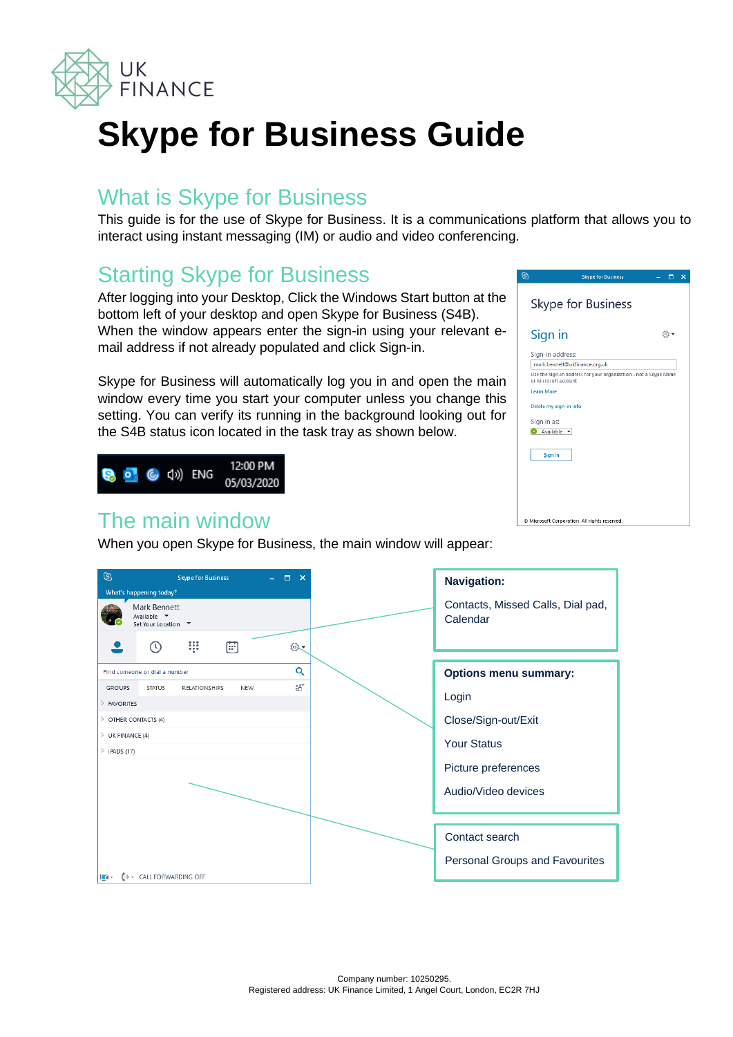# Skype for Business Guide

## What is Skype for Business

This guide is for the use of Skype for Business. It is a communications platform that allows you to interact using instant messaging (IM) or audio and video conferencing.

## Starting Skype for Business

After logging into your Desktop, Click the Windows Start button at the bottom left of your desktop and open Skype for Business (S4B). When the window appears enter the sign-in using your relevant e-mail address if not already populated and click Sign-in.

Skype for Business will automatically log you in and open the main window every time you start your computer unless you change this setting. You can verify its running in the background looking out for the S4B status icon located in the task tray as shown below.

## The main window

When you open Skype for Business, the main window will appear:

**Navigation:**

Contacts, Missed Calls, Dial pad, Calendar

**Options menu summary:**

Login

Close/Sign-out/Exit

Your Status

Picture preferences

Audio/Video devices

Contact search

Personal Groups and Favourites

Company number: 10250295.
Registered address: UK Finance Limited, 1 Angel Court, London, EC2R 7HJ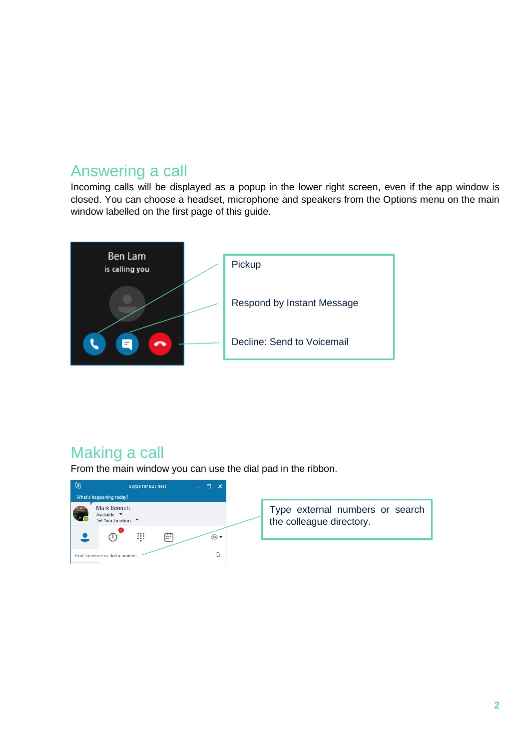## Answering a call

Incoming calls will be displayed as a popup in the lower right screen, even if the app window is closed. You can choose a headset, microphone and speakers from the Options menu on the main window labelled on the first page of this guide.

Pickup

Respond by Instant Message

Decline: Send to Voicemail

## Making a call

From the main window you can use the dial pad in the ribbon.

Type external numbers or search the colleague directory.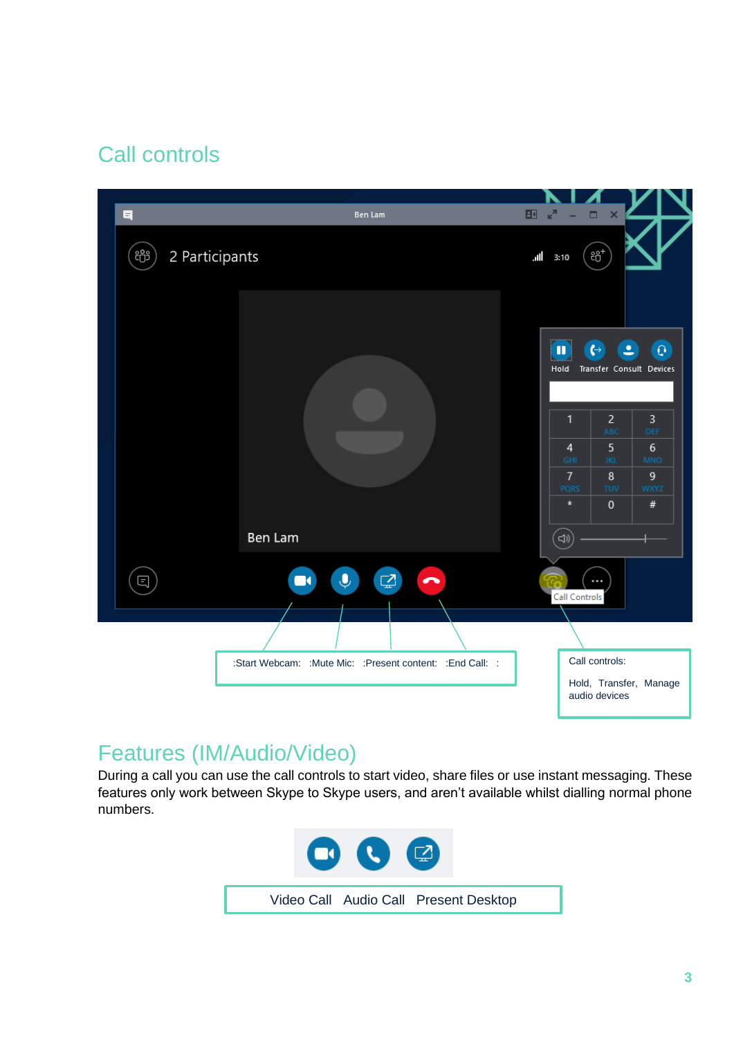## Call controls

:Start Webcam: :Mute Mic: :Present content: :End Call: :

Call controls:

Hold, Transfer, Manage audio devices

## Features (IM/Audio/Video)

During a call you can use the call controls to start video, share files or use instant messaging. These features only work between Skype to Skype users, and aren't available whilst dialling normal phone numbers.

Video Call Audio Call Present Desktop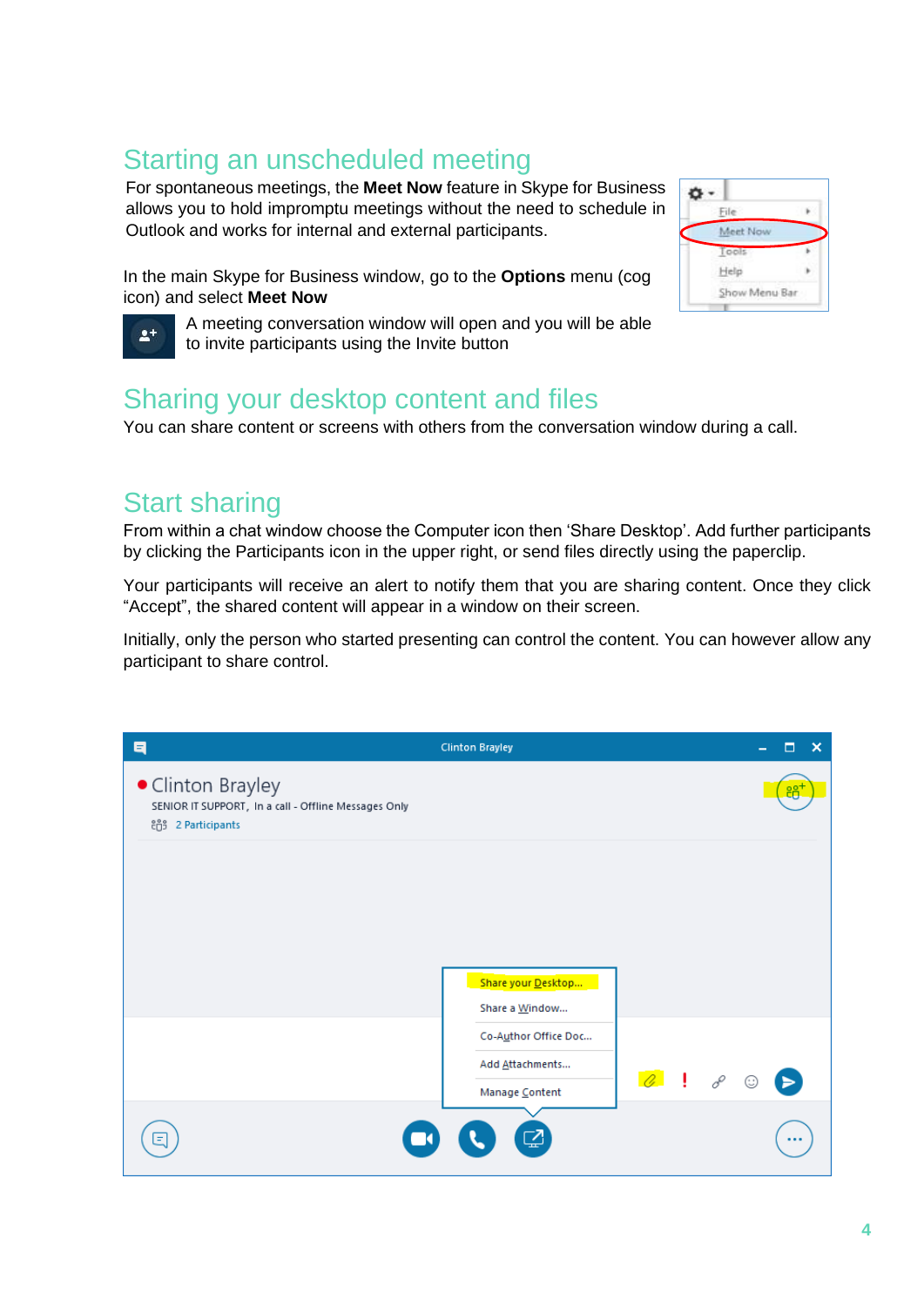## Starting an unscheduled meeting

For spontaneous meetings, the **Meet Now** feature in Skype for Business allows you to hold impromptu meetings without the need to schedule in Outlook and works for internal and external participants.

In the main Skype for Business window, go to the **Options** menu (cog icon) and select **Meet Now**

A meeting conversation window will open and you will be able to invite participants using the Invite button

## Sharing your desktop content and files

You can share content or screens with others from the conversation window during a call.

## Start sharing

From within a chat window choose the Computer icon then 'Share Desktop'. Add further participants by clicking the Participants icon in the upper right, or send files directly using the paperclip.

Your participants will receive an alert to notify them that you are sharing content. Once they click "Accept", the shared content will appear in a window on their screen.

Initially, only the person who started presenting can control the content. You can however allow any participant to share control.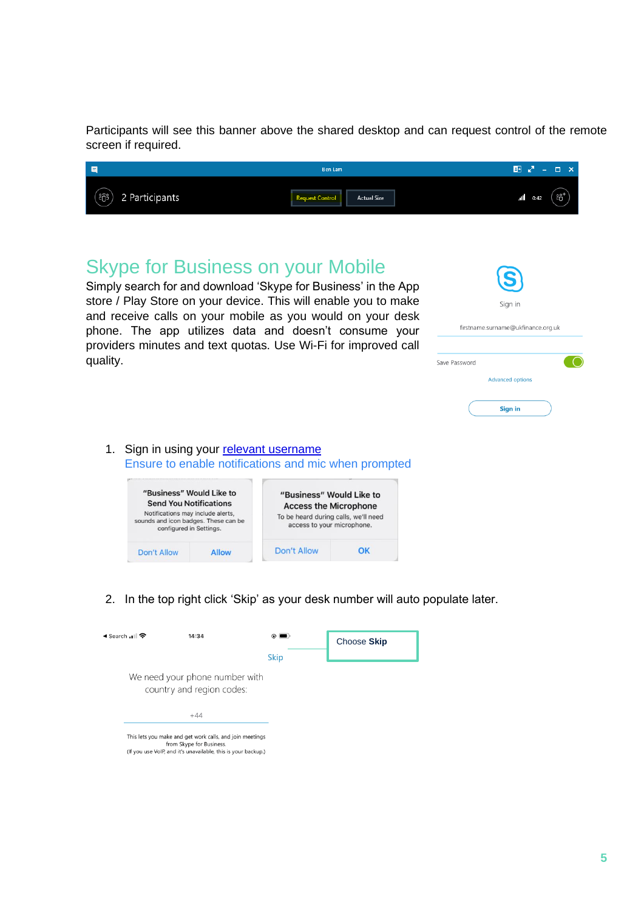Participants will see this banner above the shared desktop and can request control of the remote screen if required.

## Skype for Business on your Mobile

Simply search for and download 'Skype for Business' in the App store / Play Store on your device. This will enable you to make and receive calls on your mobile as you would on your desk phone. The app utilizes data and doesn't consume your providers minutes and text quotas. Use Wi-Fi for improved call quality.

1. Sign in using your relevant username
   Ensure to enable notifications and mic when prompted

2. In the top right click 'Skip' as your desk number will auto populate later.

Choose **Skip**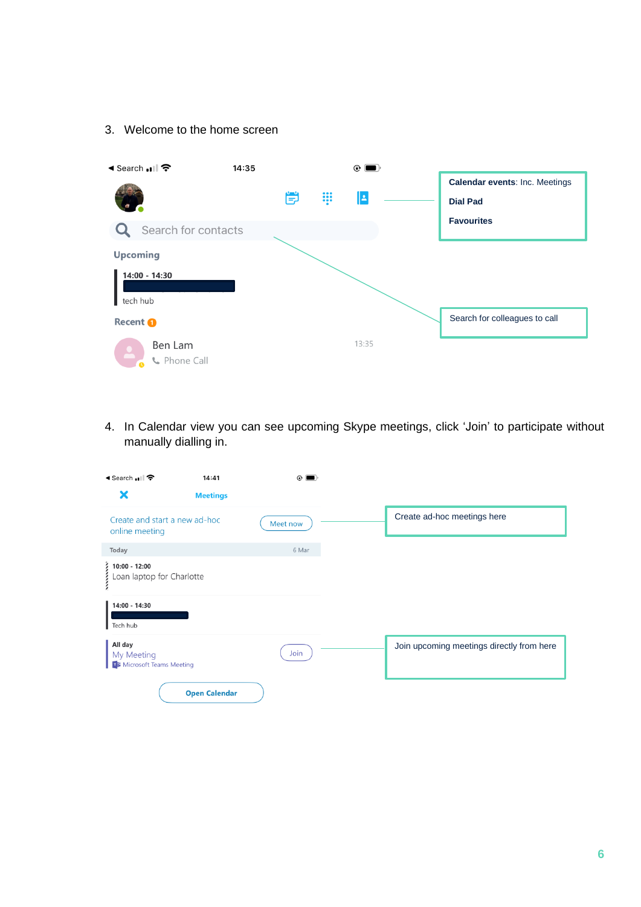3. Welcome to the home screen

Search 14:35

Search for contacts

Upcoming

14:00 - 14:30

tech hub

Recent 1

Ben Lam

Phone Call

13:35

**Calendar events**: Inc. Meetings

**Dial Pad**

**Favourites**

Search for colleagues to call

4. In Calendar view you can see upcoming Skype meetings, click 'Join' to participate without manually dialling in.

Search 14:41

Meetings

Create and start a new ad-hoc online meeting

Meet now

Today 6 Mar

10:00 - 12:00

Loan laptop for Charlotte

14:00 - 14:30

Tech hub

All day

My Meeting

Microsoft Teams Meeting

Join

Open Calendar

Create ad-hoc meetings here

Join upcoming meetings directly from here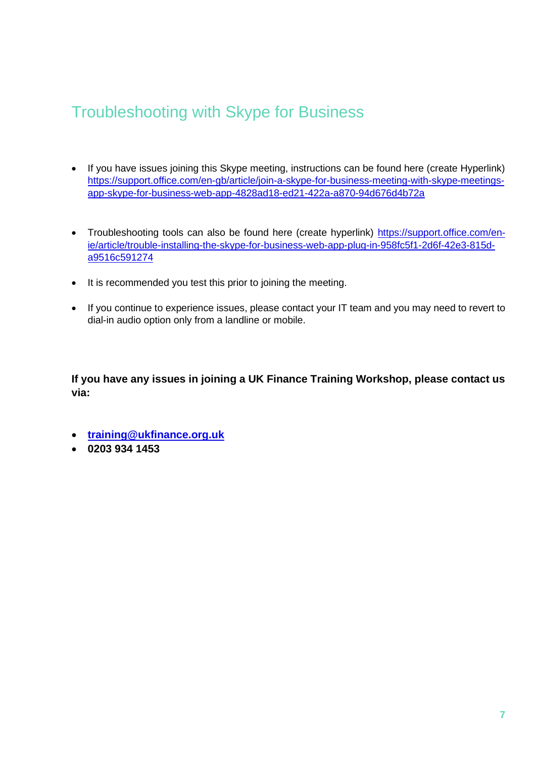# Troubleshooting with Skype for Business

- If you have issues joining this Skype meeting, instructions can be found here (create Hyperlink) https://support.office.com/en-gb/article/join-a-skype-for-business-meeting-with-skype-meetings-app-skype-for-business-web-app-4828ad18-ed21-422a-a870-94d676d4b72a

- Troubleshooting tools can also be found here (create hyperlink) https://support.office.com/en-ie/article/trouble-installing-the-skype-for-business-web-app-plug-in-958fc5f1-2d6f-42e3-815d-a9516c591274

- It is recommended you test this prior to joining the meeting.

- If you continue to experience issues, please contact your IT team and you may need to revert to dial-in audio option only from a landline or mobile.

**If you have any issues in joining a UK Finance Training Workshop, please contact us via:**

- **training@ukfinance.org.uk**
- **0203 934 1453**